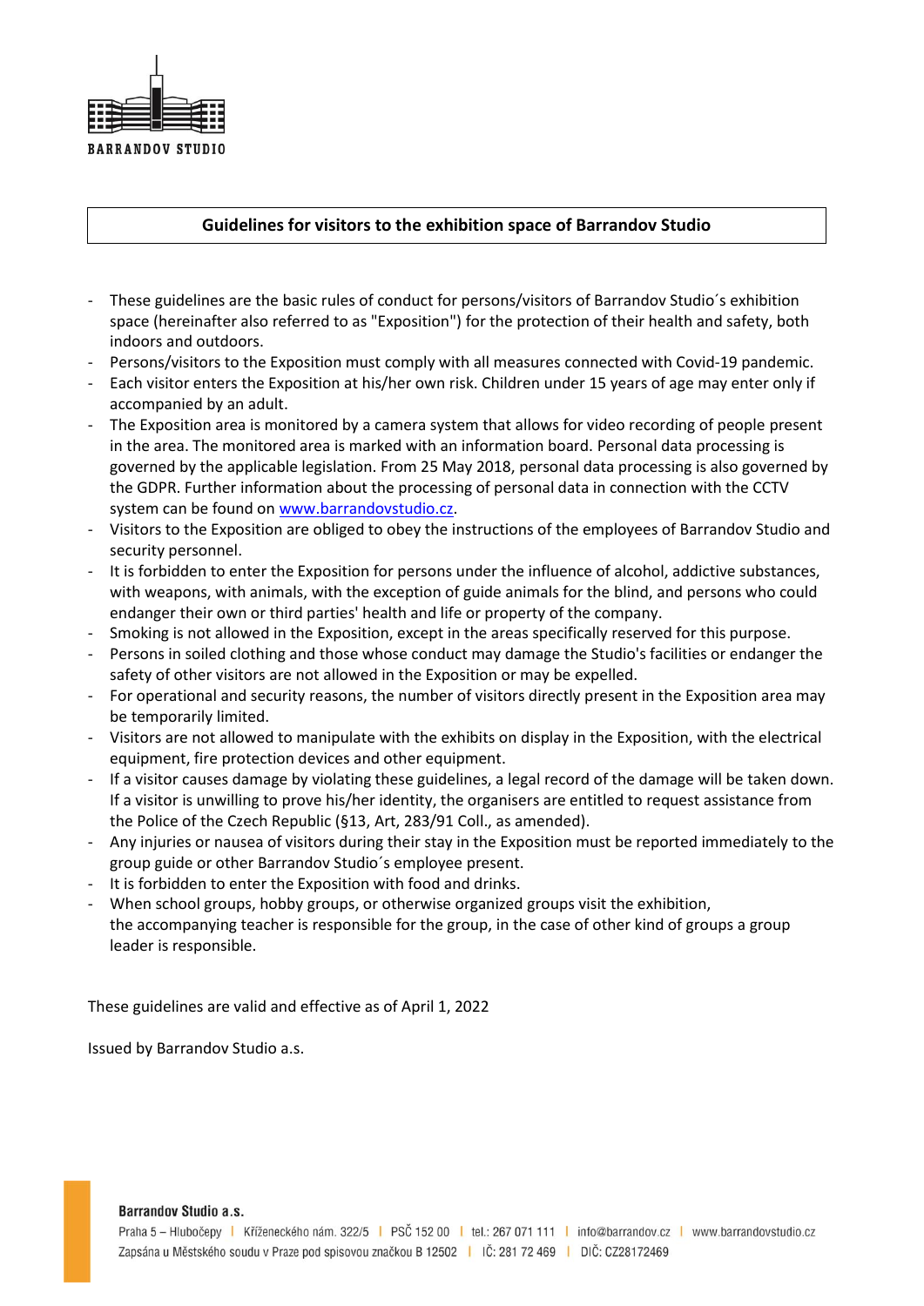BARRANDOV STUDIO

## Guidelines for visitors to the exhibition space of Barrandov Studio

- These guidelines are the basic rules of conduct for persons/visitors of Barrandov Studio´s exhibition space (hereinafter also referred to as "Exposition") for the protection of their health and safety, both indoors and outdoors.
- Persons/visitors to the Exposition must comply with all measures connected with Covid-19 pandemic.
- Each visitor enters the Exposition at his/her own risk. Children under 15 years of age may enter only if accompanied by an adult.
- The Exposition area is monitored by a camera system that allows for video recording of people present in the area. The monitored area is marked with an information board. Personal data processing is governed by the applicable legislation. From 25 May 2018, personal data processing is also governed by the GDPR. Further information about the processing of personal data in connection with the CCTV system can be found on [www.barrandovstudio.cz](http://www.barrandovstudio.cz).
- Visitors to the Exposition are obliged to obey the instructions of the employees of Barrandov Studio and security personnel.
- It is forbidden to enter the Exposition for persons under the influence of alcohol, addictive substances, with weapons, with animals, with the exception of guide animals for the blind, and persons who could endanger their own or third parties' health and life or property of the company.
- Smoking is not allowed in the Exposition, except in the areas specifically reserved for this purpose.
- Persons in soiled clothing and those whose conduct may damage the Studio's facilities or endanger the safety of other visitors are not allowed in the Exposition or may be expelled.
- For operational and security reasons, the number of visitors directly present in the Exposition area may be temporarily limited.
- Visitors are not allowed to manipulate with the exhibits on display in the Exposition, with the electrical equipment, fire protection devices and other equipment.
- If a visitor causes damage by violating these guidelines, a legal record of the damage will be taken down. If a visitor is unwilling to prove his/her identity, the organisers are entitled to request assistance from the Police of the Czech Republic (§13, Art, 283/91 Coll., as amended).
- Any injuries or nausea of visitors during their stay in the Exposition must be reported immediately to the group guide or other Barrandov Studio´s employee present.
- It is forbidden to enter the Exposition with food and drinks.
- When school groups, hobby groups, or otherwise organized groups visit the exhibition, the accompanying teacher is responsible for the group, in the case of other kind of groups a group leader is responsible.

These guidelines are valid and effective as of April 1, 2022

Issued by Barrandov Studio a.s.

**Barrandov Studio a.s.**
Praha 5 – Hlubočepy | Kříženeckého nám. 322/5 | PSČ 152 00 | tel.: 267 071 111 | info@barrandov.cz | www.barrandovstudio.cz
Zapsána u Městského soudu v Praze pod spisovou značkou B 12502 | IČ: 281 72 469 | DIČ: CZ28172469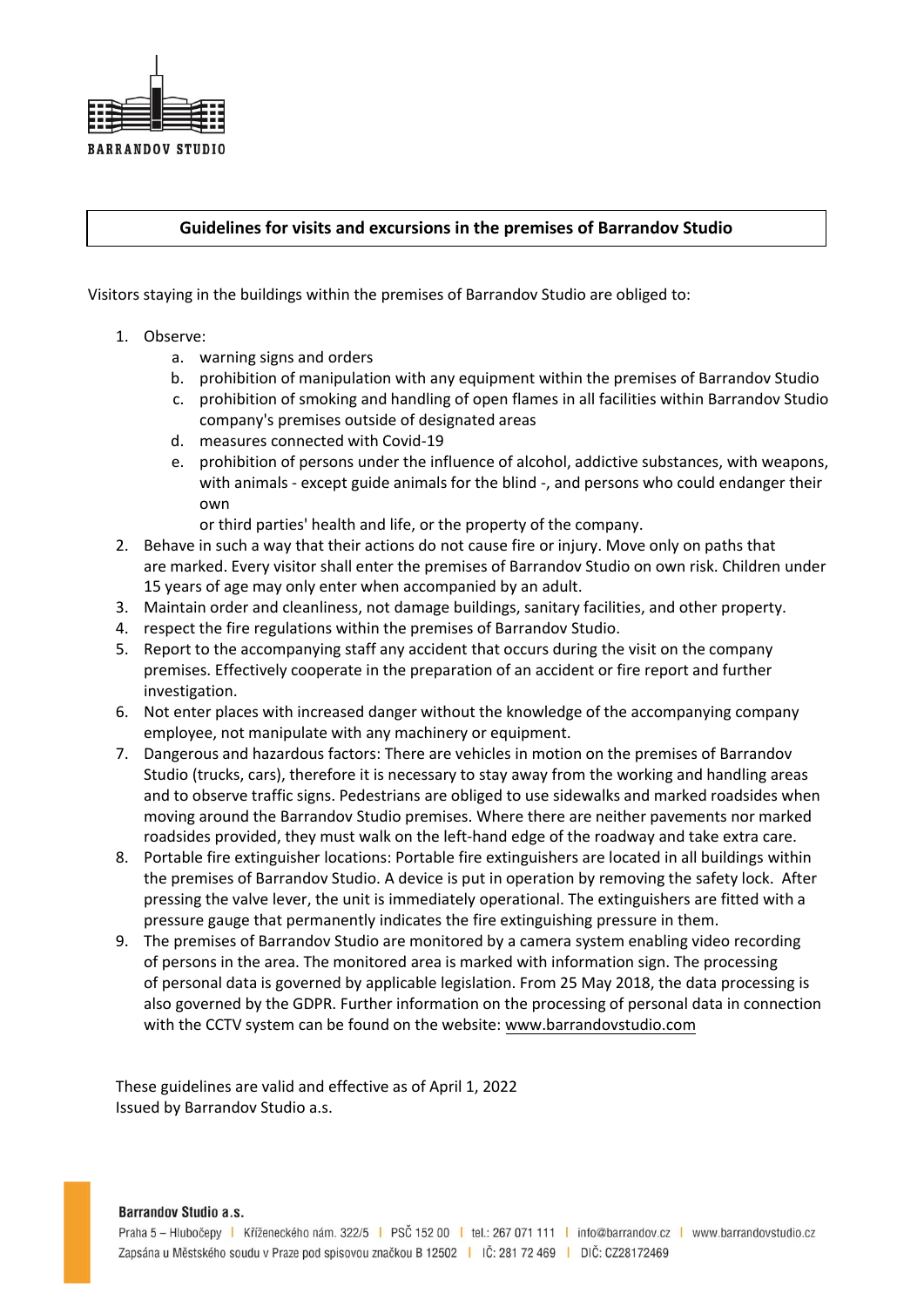BARRANDOV STUDIO

## Guidelines for visits and excursions in the premises of Barrandov Studio

Visitors staying in the buildings within the premises of Barrandov Studio are obliged to:

1. Observe:
   a. warning signs and orders
   b. prohibition of manipulation with any equipment within the premises of Barrandov Studio
   c. prohibition of smoking and handling of open flames in all facilities within Barrandov Studio company's premises outside of designated areas
   d. measures connected with Covid-19
   e. prohibition of persons under the influence of alcohol, addictive substances, with weapons, with animals - except guide animals for the blind -, and persons who could endanger their own or third parties' health and life, or the property of the company.
2. Behave in such a way that their actions do not cause fire or injury. Move only on paths that are marked. Every visitor shall enter the premises of Barrandov Studio on own risk. Children under 15 years of age may only enter when accompanied by an adult.
3. Maintain order and cleanliness, not damage buildings, sanitary facilities, and other property.
4. respect the fire regulations within the premises of Barrandov Studio.
5. Report to the accompanying staff any accident that occurs during the visit on the company premises. Effectively cooperate in the preparation of an accident or fire report and further investigation.
6. Not enter places with increased danger without the knowledge of the accompanying company employee, not manipulate with any machinery or equipment.
7. Dangerous and hazardous factors: There are vehicles in motion on the premises of Barrandov Studio (trucks, cars), therefore it is necessary to stay away from the working and handling areas and to observe traffic signs. Pedestrians are obliged to use sidewalks and marked roadsides when moving around the Barrandov Studio premises. Where there are neither pavements nor marked roadsides provided, they must walk on the left-hand edge of the roadway and take extra care.
8. Portable fire extinguisher locations: Portable fire extinguishers are located in all buildings within the premises of Barrandov Studio. A device is put in operation by removing the safety lock. After pressing the valve lever, the unit is immediately operational. The extinguishers are fitted with a pressure gauge that permanently indicates the fire extinguishing pressure in them.
9. The premises of Barrandov Studio are monitored by a camera system enabling video recording of persons in the area. The monitored area is marked with information sign. The processing of personal data is governed by applicable legislation. From 25 May 2018, the data processing is also governed by the GDPR. Further information on the processing of personal data in connection with the CCTV system can be found on the website: www.barrandovstudio.com

These guidelines are valid and effective as of April 1, 2022
Issued by Barrandov Studio a.s.

**Barrandov Studio a.s.**
Praha 5 – Hlubočepy | Kříženeckého nám. 322/5 | PSČ 152 00 | tel.: 267 071 111 | info@barrandov.cz | www.barrandovstudio.cz
Zapsána u Městského soudu v Praze pod spisovou značkou B 12502 | IČ: 281 72 469 | DIČ: CZ28172469